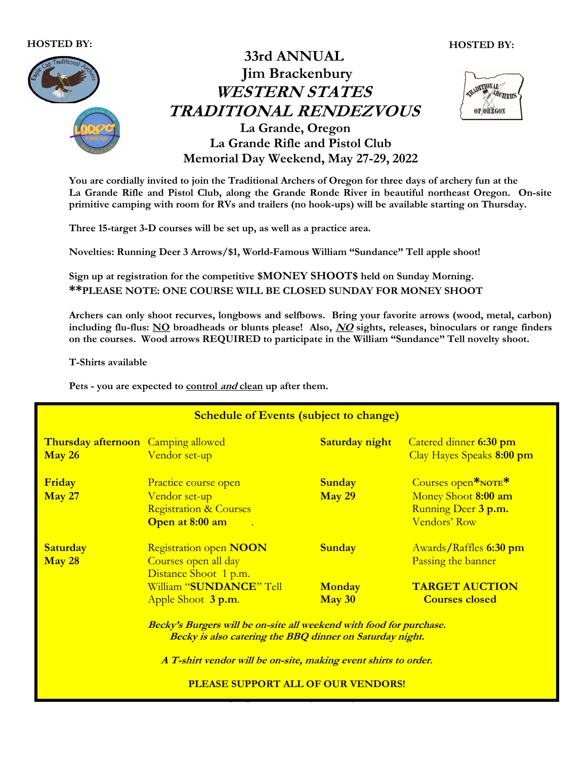HOSTED BY: HOSTED BY:

# 33rd ANNUAL
# Jim Brackenbury
# *WESTERN STATES TRADITIONAL RENDEZVOUS*

## La Grande, Oregon
## La Grande Rifle and Pistol Club
## Memorial Day Weekend, May 27-29, 2022

**You are cordially invited to join the Traditional Archers of Oregon for three days of archery fun at the La Grande Rifle and Pistol Club, along the Grande Ronde River in beautiful northeast Oregon. On-site primitive camping with room for RVs and trailers (no hook-ups) will be available starting on Thursday.**

**Three 15-target 3-D courses will be set up, as well as a practice area.**

**Novelties: Running Deer 3 Arrows/$1, World-Famous William "Sundance" Tell apple shoot!**

**Sign up at registration for the competitive $MONEY SHOOT$ held on Sunday Morning.**
**\*\*PLEASE NOTE: ONE COURSE WILL BE CLOSED SUNDAY FOR MONEY SHOOT**

**Archers can only shoot recurves, longbows and selfbows. Bring your favorite arrows (wood, metal, carbon) including flu-flus: <u>NO</u> broadheads or blunts please! Also, <u>*NO*</u> sights, releases, binoculars or range finders on the courses. Wood arrows REQUIRED to participate in the William "Sundance" Tell novelty shoot.**

**T-Shirts available**

**Pets - you are expected to <u>control *and* clean</u> up after them.**

### Schedule of Events (subject to change)

| | | | |
|---|---|---|---|
| **Thursday afternoon May 26** | Camping allowed<br>Vendor set-up | **Saturday night** | Catered dinner **6:30 pm**<br>Clay Hayes Speaks **8:00 pm** |
| **Friday May 27** | Practice course open<br>Vendor set-up<br>Registration & Courses<br>**Open at 8:00 am** | **Sunday May 29** | Courses open*NOTE*<br>Money Shoot **8:00 am**<br>Running Deer **3 p.m.**<br>Vendors' Row |
| **Saturday May 28** | Registration open **NOON**<br>Courses open all day<br>Distance Shoot 1 p.m.<br>William "**SUNDANCE**" Tell<br>Apple Shoot **3 p.m.** | **Sunday** | Awards/Raffles **6:30 pm**<br>Passing the banner |
| | | **Monday May 30** | **TARGET AUCTION**<br>**Courses closed** |

***Becky's Burgers will be on-site all weekend with food for purchase.***
***Becky is also catering the BBQ dinner on Saturday night.***

***A T-shirt vendor will be on-site, making event shirts to order.***

**PLEASE SUPPORT ALL OF OUR VENDORS!**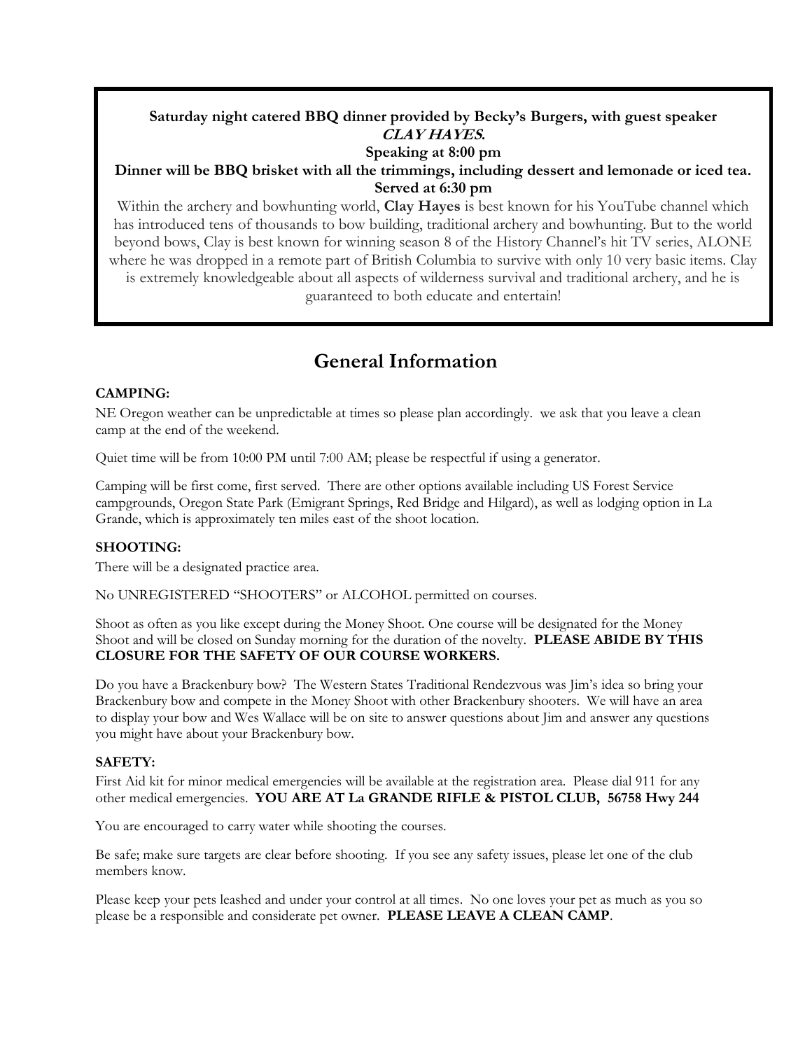**Saturday night catered BBQ dinner provided by Becky's Burgers, with guest speaker *CLAY HAYES*.**

**Speaking at 8:00 pm**

**Dinner will be BBQ brisket with all the trimmings, including dessert and lemonade or iced tea.**

**Served at 6:30 pm**

Within the archery and bowhunting world, **Clay Hayes** is best known for his YouTube channel which has introduced tens of thousands to bow building, traditional archery and bowhunting. But to the world beyond bows, Clay is best known for winning season 8 of the History Channel's hit TV series, ALONE where he was dropped in a remote part of British Columbia to survive with only 10 very basic items. Clay is extremely knowledgeable about all aspects of wilderness survival and traditional archery, and he is guaranteed to both educate and entertain!

# General Information

**CAMPING:**

NE Oregon weather can be unpredictable at times so please plan accordingly. we ask that you leave a clean camp at the end of the weekend.

Quiet time will be from 10:00 PM until 7:00 AM; please be respectful if using a generator.

Camping will be first come, first served. There are other options available including US Forest Service campgrounds, Oregon State Park (Emigrant Springs, Red Bridge and Hilgard), as well as lodging option in La Grande, which is approximately ten miles east of the shoot location.

**SHOOTING:**

There will be a designated practice area.

No UNREGISTERED "SHOOTERS" or ALCOHOL permitted on courses.

Shoot as often as you like except during the Money Shoot. One course will be designated for the Money Shoot and will be closed on Sunday morning for the duration of the novelty. **PLEASE ABIDE BY THIS CLOSURE FOR THE SAFETY OF OUR COURSE WORKERS.**

Do you have a Brackenbury bow? The Western States Traditional Rendezvous was Jim's idea so bring your Brackenbury bow and compete in the Money Shoot with other Brackenbury shooters. We will have an area to display your bow and Wes Wallace will be on site to answer questions about Jim and answer any questions you might have about your Brackenbury bow.

**SAFETY:**

First Aid kit for minor medical emergencies will be available at the registration area. Please dial 911 for any other medical emergencies. **YOU ARE AT La GRANDE RIFLE & PISTOL CLUB, 56758 Hwy 244**

You are encouraged to carry water while shooting the courses.

Be safe; make sure targets are clear before shooting. If you see any safety issues, please let one of the club members know.

Please keep your pets leashed and under your control at all times. No one loves your pet as much as you so please be a responsible and considerate pet owner. **PLEASE LEAVE A CLEAN CAMP**.